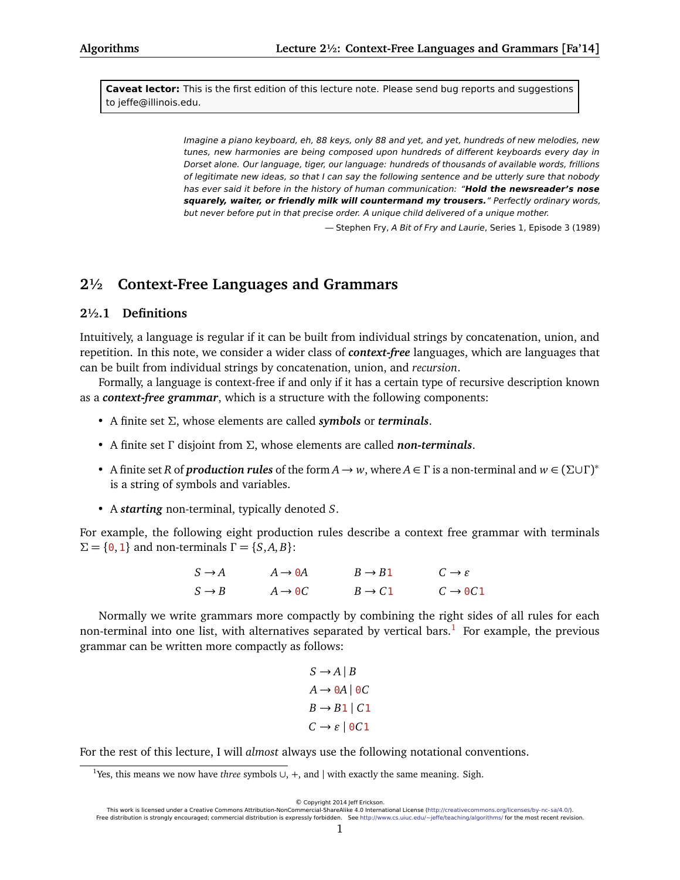**Caveat lector:** This is the first edition of this lecture note. Please send bug reports and suggestions to jeffe@illinois.edu.

> *Imagine a piano keyboard, eh, 88 keys, only 88 and yet, and yet, hundreds of new melodies, new tunes, new harmonies are being composed upon hundreds of different keyboards every day in Dorset alone. Our language, tiger, our language: hundreds of thousands of available words, frillions of legitimate new ideas, so that I can say the following sentence and be utterly sure that nobody has ever said it before in the history of human communication: "**Hold the newsreader's nose squarely, waiter, or friendly milk will countermand my trousers.**" Perfectly ordinary words, but never before put in that precise order. A unique child delivered of a unique mother.*
>
> — Stephen Fry, *A Bit of Fry and Laurie*, Series 1, Episode 3 (1989)

# 2½ Context-Free Languages and Grammars

## 2½.1 Definitions

Intuitively, a language is regular if it can be built from individual strings by concatenation, union, and repetition. In this note, we consider a wider class of ***context-free*** languages, which are languages that can be built from individual strings by concatenation, union, and *recursion*.

Formally, a language is context-free if and only if it has a certain type of recursive description known as a ***context-free grammar***, which is a structure with the following components:

- A finite set $\Sigma$, whose elements are called ***symbols*** or ***terminals***.
- A finite set $\Gamma$ disjoint from $\Sigma$, whose elements are called ***non-terminals***.
- A finite set $R$ of ***production rules*** of the form $A \to w$, where $A \in \Gamma$ is a non-terminal and $w \in (\Sigma \cup \Gamma)^*$ is a string of symbols and variables.
- A ***starting*** non-terminal, typically denoted $S$.

For example, the following eight production rules describe a context free grammar with terminals $\Sigma = \{0, 1\}$ and non-terminals $\Gamma = \{S, A, B\}$:

$$
\begin{array}{llll}
S \to A & A \to 0A & B \to B1 & C \to \varepsilon \\
S \to B & A \to 0C & B \to C1 & C \to 0C1
\end{array}
$$

Normally we write grammars more compactly by combining the right sides of all rules for each non-terminal into one list, with alternatives separated by vertical bars.[1] For example, the previous grammar can be written more compactly as follows:

$$
\begin{aligned}
S &\to A \mid B \\
A &\to 0A \mid 0C \\
B &\to B1 \mid C1 \\
C &\to \varepsilon \mid 0C1
\end{aligned}
$$

For the rest of this lecture, I will *almost* always use the following notational conventions.

---

[1] Yes, this means we now have *three* symbols $\cup$, $+$, and $\mid$ with exactly the same meaning. Sigh.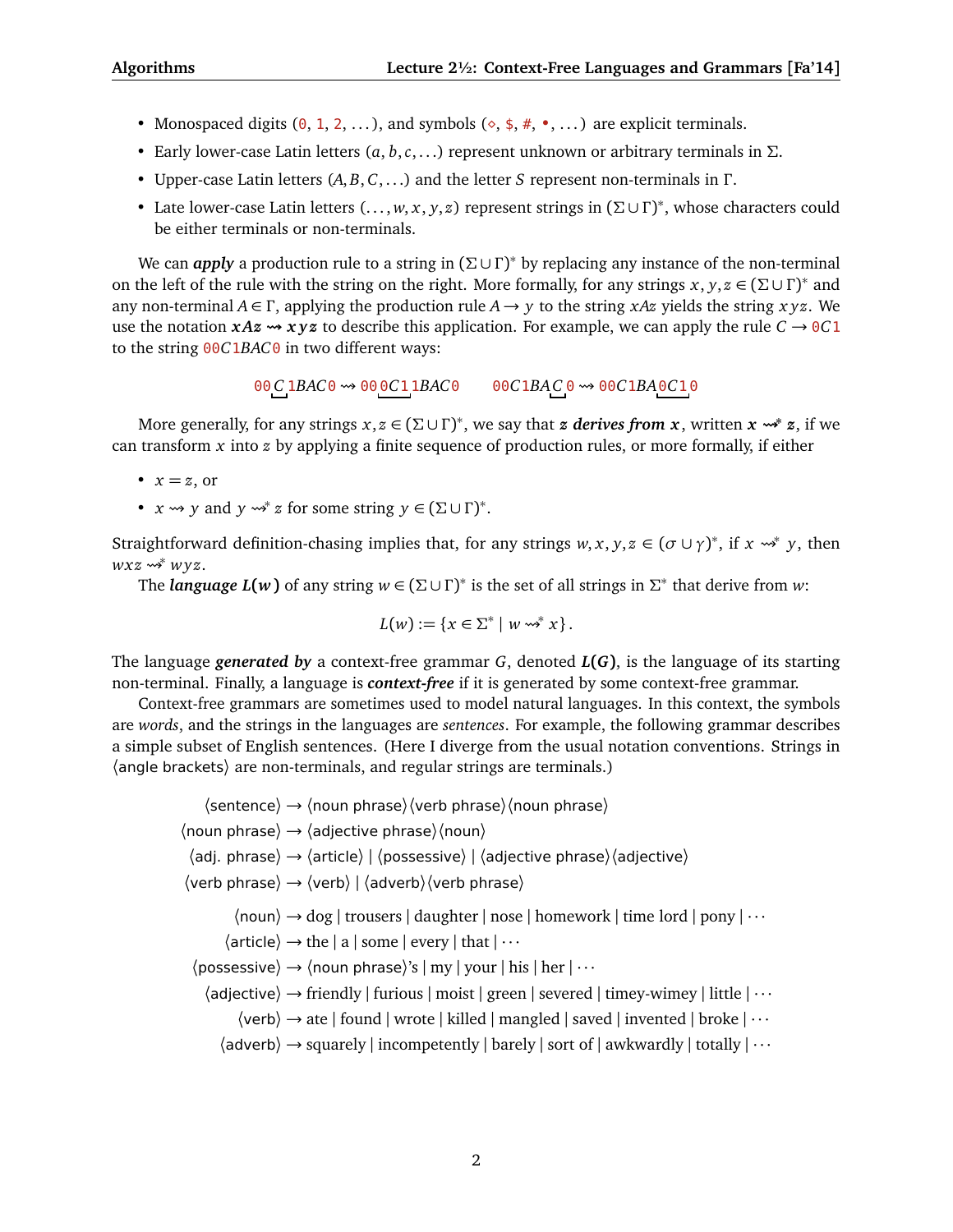- Monospaced digits (`0`, `1`, `2`, ...), and symbols (`◇`, `$`, `#`, `•`, ...) are explicit terminals.
- Early lower-case Latin letters ($a, b, c, \ldots$) represent unknown or arbitrary terminals in $\Sigma$.
- Upper-case Latin letters ($A, B, C, \ldots$) and the letter $S$ represent non-terminals in $\Gamma$.
- Late lower-case Latin letters ($\ldots, w, x, y, z$) represent strings in $(\Sigma \cup \Gamma)^*$, whose characters could be either terminals or non-terminals.

We can ***apply*** a production rule to a string in $(\Sigma \cup \Gamma)^*$ by replacing any instance of the non-terminal on the left of the rule with the string on the right. More formally, for any strings $x, y, z \in (\Sigma \cup \Gamma)^*$ and any non-terminal $A \in \Gamma$, applying the production rule $A \to y$ to the string $xAz$ yields the string $xyz$. We use the notation $\boldsymbol{xAz \rightsquigarrow xyz}$ to describe this application. For example, we can apply the rule $C \to \texttt{0}C\texttt{1}$ to the string $\texttt{00}C\texttt{1}BAC\texttt{0}$ in two different ways:

$$\texttt{00}\underline{C}\,\texttt{1}BAC\texttt{0} \rightsquigarrow \texttt{00}\underline{\texttt{0}C\texttt{1}}\texttt{1}BAC\texttt{0} \qquad \texttt{00}C\texttt{1}BA\underline{C}\,\texttt{0} \rightsquigarrow \texttt{00}C\texttt{1}BA\underline{\texttt{0}C\texttt{1}}\texttt{0}$$

More generally, for any strings $x, z \in (\Sigma \cup \Gamma)^*$, we say that ***z derives from x***, written $\boldsymbol{x \rightsquigarrow^* z}$, if we can transform $x$ into $z$ by applying a finite sequence of production rules, or more formally, if either

- $x = z$, or
- $x \rightsquigarrow y$ and $y \rightsquigarrow^* z$ for some string $y \in (\Sigma \cup \Gamma)^*$.

Straightforward definition-chasing implies that, for any strings $w, x, y, z \in (\sigma \cup \gamma)^*$, if $x \rightsquigarrow^* y$, then $wxz \rightsquigarrow^* wyz$.

The ***language L(w)*** of any string $w \in (\Sigma \cup \Gamma)^*$ is the set of all strings in $\Sigma^*$ that derive from $w$:

$$L(w) := \{x \in \Sigma^* \mid w \rightsquigarrow^* x\}.$$

The language ***generated by*** a context-free grammar $G$, denoted ***L(G)***, is the language of its starting non-terminal. Finally, a language is ***context-free*** if it is generated by some context-free grammar.

Context-free grammars are sometimes used to model natural languages. In this context, the symbols are *words*, and the strings in the languages are *sentences*. For example, the following grammar describes a simple subset of English sentences. (Here I diverge from the usual notation conventions. Strings in ⟨angle brackets⟩ are non-terminals, and regular strings are terminals.)

⟨sentence⟩ → ⟨noun phrase⟩⟨verb phrase⟩⟨noun phrase⟩
⟨noun phrase⟩ → ⟨adjective phrase⟩⟨noun⟩
⟨adj. phrase⟩ → ⟨article⟩ | ⟨possessive⟩ | ⟨adjective phrase⟩⟨adjective⟩
⟨verb phrase⟩ → ⟨verb⟩ | ⟨adverb⟩⟨verb phrase⟩

⟨noun⟩ → dog | trousers | daughter | nose | homework | time lord | pony | ⋯
⟨article⟩ → the | a | some | every | that | ⋯
⟨possessive⟩ → ⟨noun phrase⟩'s | my | your | his | her | ⋯
⟨adjective⟩ → friendly | furious | moist | green | severed | timey-wimey | little | ⋯
⟨verb⟩ → ate | found | wrote | killed | mangled | saved | invented | broke | ⋯
⟨adverb⟩ → squarely | incompetently | barely | sort of | awkwardly | totally | ⋯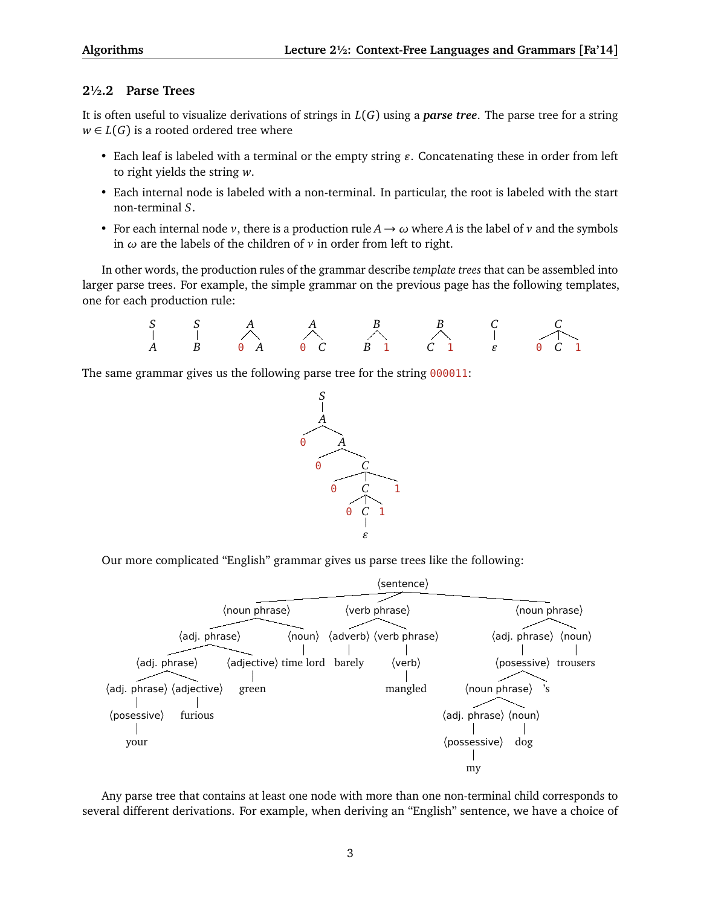### 2½.2 Parse Trees

It is often useful to visualize derivations of strings in $L(G)$ using a ***parse tree***. The parse tree for a string $w \in L(G)$ is a rooted ordered tree where

- Each leaf is labeled with a terminal or the empty string $\varepsilon$. Concatenating these in order from left to right yields the string $w$.
- Each internal node is labeled with a non-terminal. In particular, the root is labeled with the start non-terminal $S$.
- For each internal node $v$, there is a production rule $A \to \omega$ where $A$ is the label of $v$ and the symbols in $\omega$ are the labels of the children of $v$ in order from left to right.

In other words, the production rules of the grammar describe *template trees* that can be assembled into larger parse trees. For example, the simple grammar on the previous page has the following templates, one for each production rule:

The same grammar gives us the following parse tree for the string `000011`:

Our more complicated "English" grammar gives us parse trees like the following:

Any parse tree that contains at least one node with more than one non-terminal child corresponds to several different derivations. For example, when deriving an "English" sentence, we have a choice of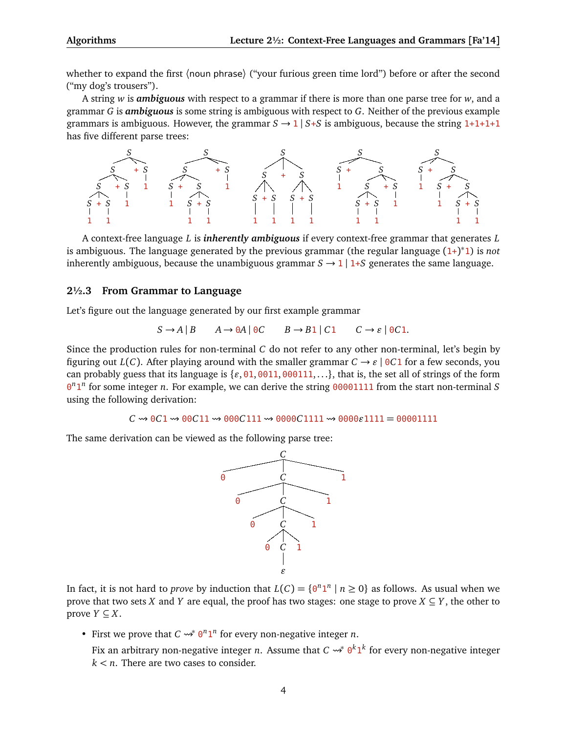whether to expand the first ⟨noun phrase⟩ ("your furious green time lord") before or after the second ("my dog's trousers").

A string $w$ is ***ambiguous*** with respect to a grammar if there is more than one parse tree for $w$, and a grammar $G$ is ***ambiguous*** is some string is ambiguous with respect to $G$. Neither of the previous example grammars is ambiguous. However, the grammar $S \to 1 \mid S{+}S$ is ambiguous, because the string 1+1+1+1 has five different parse trees:

A context-free language $L$ is ***inherently ambiguous*** if every context-free grammar that generates $L$ is ambiguous. The language generated by the previous grammar (the regular language $(1{+})^*1$) is *not* inherently ambiguous, because the unambiguous grammar $S \to 1 \mid 1{+}S$ generates the same language.

## 2½.3 From Grammar to Language

Let's figure out the language generated by our first example grammar

$$S \to A \mid B \qquad A \to 0A \mid 0C \qquad B \to B1 \mid C1 \qquad C \to \varepsilon \mid 0C1.$$

Since the production rules for non-terminal $C$ do not refer to any other non-terminal, let's begin by figuring out $L(C)$. After playing around with the smaller grammar $C \to \varepsilon \mid 0C1$ for a few seconds, you can probably guess that its language is $\{\varepsilon, 01, 0011, 000111, \ldots\}$, that is, the set all of strings of the form $0^n1^n$ for some integer $n$. For example, we can derive the string 00001111 from the start non-terminal $S$ using the following derivation:

$$C \leadsto 0C1 \leadsto 00C11 \leadsto 000C111 \leadsto 0000C1111 \leadsto 0000\varepsilon 1111 = 00001111$$

The same derivation can be viewed as the following parse tree:

In fact, it is not hard to *prove* by induction that $L(C) = \{0^n1^n \mid n \geq 0\}$ as follows. As usual when we prove that two sets $X$ and $Y$ are equal, the proof has two stages: one stage to prove $X \subseteq Y$, the other to prove $Y \subseteq X$.

- First we prove that $C \leadsto^* 0^n1^n$ for every non-negative integer $n$.

  Fix an arbitrary non-negative integer $n$. Assume that $C \leadsto^* 0^k1^k$ for every non-negative integer $k < n$. There are two cases to consider.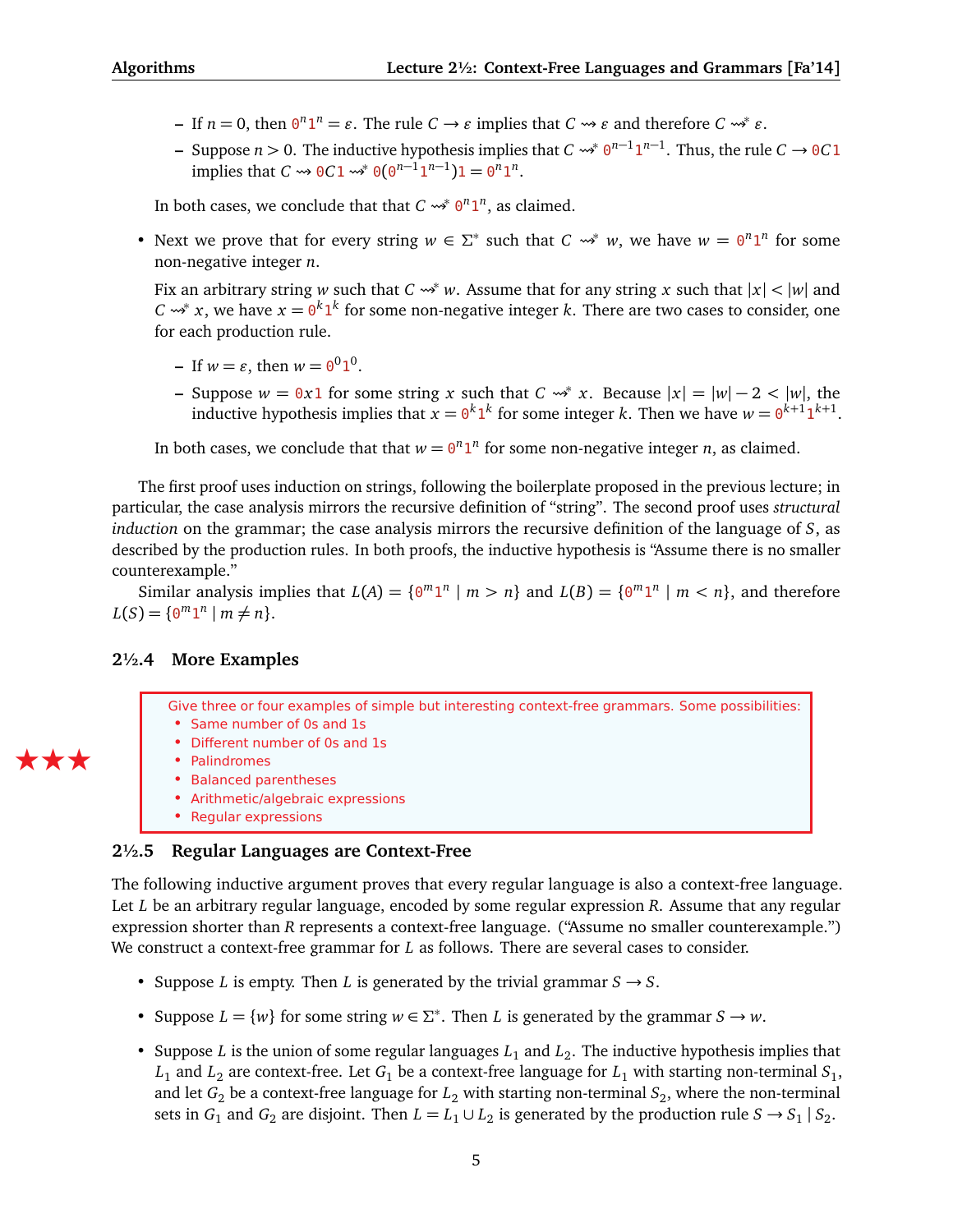- If $n = 0$, then $0^n 1^n = \varepsilon$. The rule $C \to \varepsilon$ implies that $C \rightsquigarrow \varepsilon$ and therefore $C \rightsquigarrow^* \varepsilon$.
- Suppose $n > 0$. The inductive hypothesis implies that $C \rightsquigarrow^* 0^{n-1}1^{n-1}$. Thus, the rule $C \to 0C1$ implies that $C \rightsquigarrow 0C1 \rightsquigarrow^* 0(0^{n-1}1^{n-1})1 = 0^n 1^n$.

In both cases, we conclude that that $C \rightsquigarrow^* 0^n 1^n$, as claimed.

- Next we prove that for every string $w \in \Sigma^*$ such that $C \rightsquigarrow^* w$, we have $w = 0^n 1^n$ for some non-negative integer $n$.

  Fix an arbitrary string $w$ such that $C \rightsquigarrow^* w$. Assume that for any string $x$ such that $|x| < |w|$ and $C \rightsquigarrow^* x$, we have $x = 0^k 1^k$ for some non-negative integer $k$. There are two cases to consider, one for each production rule.

  - If $w = \varepsilon$, then $w = 0^0 1^0$.
  - Suppose $w = 0x1$ for some string $x$ such that $C \rightsquigarrow^* x$. Because $|x| = |w| - 2 < |w|$, the inductive hypothesis implies that $x = 0^k 1^k$ for some integer $k$. Then we have $w = 0^{k+1}1^{k+1}$.

  In both cases, we conclude that that $w = 0^n 1^n$ for some non-negative integer $n$, as claimed.

The first proof uses induction on strings, following the boilerplate proposed in the previous lecture; in particular, the case analysis mirrors the recursive definition of "string". The second proof uses *structural induction* on the grammar; the case analysis mirrors the recursive definition of the language of $S$, as described by the production rules. In both proofs, the inductive hypothesis is "Assume there is no smaller counterexample."

Similar analysis implies that $L(A) = \{0^m 1^n \mid m > n\}$ and $L(B) = \{0^m 1^n \mid m < n\}$, and therefore $L(S) = \{0^m 1^n \mid m \neq n\}$.

## 2½.4 More Examples

★★★

Give three or four examples of simple but interesting context-free grammars. Some possibilities:
- Same number of 0s and 1s
- Different number of 0s and 1s
- Palindromes
- Balanced parentheses
- Arithmetic/algebraic expressions
- Regular expressions

## 2½.5 Regular Languages are Context-Free

The following inductive argument proves that every regular language is also a context-free language. Let $L$ be an arbitrary regular language, encoded by some regular expression $R$. Assume that any regular expression shorter than $R$ represents a context-free language. ("Assume no smaller counterexample.") We construct a context-free grammar for $L$ as follows. There are several cases to consider.

- Suppose $L$ is empty. Then $L$ is generated by the trivial grammar $S \to S$.
- Suppose $L = \{w\}$ for some string $w \in \Sigma^*$. Then $L$ is generated by the grammar $S \to w$.
- Suppose $L$ is the union of some regular languages $L_1$ and $L_2$. The inductive hypothesis implies that $L_1$ and $L_2$ are context-free. Let $G_1$ be a context-free language for $L_1$ with starting non-terminal $S_1$, and let $G_2$ be a context-free language for $L_2$ with starting non-terminal $S_2$, where the non-terminal sets in $G_1$ and $G_2$ are disjoint. Then $L = L_1 \cup L_2$ is generated by the production rule $S \to S_1 \mid S_2$.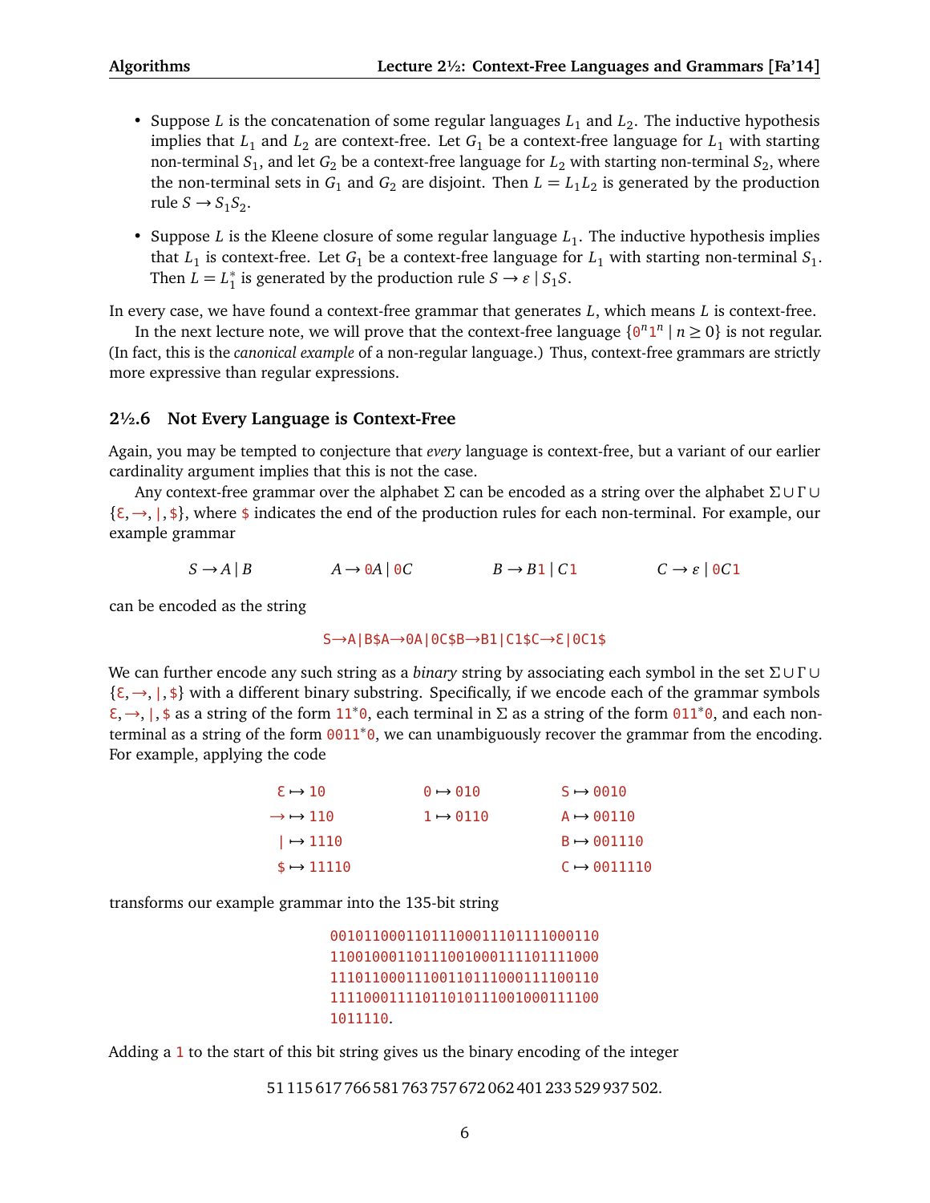- Suppose $L$ is the concatenation of some regular languages $L_1$ and $L_2$. The inductive hypothesis implies that $L_1$ and $L_2$ are context-free. Let $G_1$ be a context-free language for $L_1$ with starting non-terminal $S_1$, and let $G_2$ be a context-free language for $L_2$ with starting non-terminal $S_2$, where the non-terminal sets in $G_1$ and $G_2$ are disjoint. Then $L = L_1 L_2$ is generated by the production rule $S \to S_1 S_2$.

- Suppose $L$ is the Kleene closure of some regular language $L_1$. The inductive hypothesis implies that $L_1$ is context-free. Let $G_1$ be a context-free language for $L_1$ with starting non-terminal $S_1$. Then $L = L_1^*$ is generated by the production rule $S \to \varepsilon \mid S_1 S$.

In every case, we have found a context-free grammar that generates $L$, which means $L$ is context-free.

In the next lecture note, we will prove that the context-free language $\{0^n 1^n \mid n \geq 0\}$ is not regular. (In fact, this is the *canonical example* of a non-regular language.) Thus, context-free grammars are strictly more expressive than regular expressions.

## 2½.6 Not Every Language is Context-Free

Again, you may be tempted to conjecture that *every* language is context-free, but a variant of our earlier cardinality argument implies that this is not the case.

Any context-free grammar over the alphabet $\Sigma$ can be encoded as a string over the alphabet $\Sigma \cup \Gamma \cup \{\text{Ɛ}, \to, |, \$\}$, where $ indicates the end of the production rules for each non-terminal. For example, our example grammar

$$S \to A \mid B \qquad A \to 0A \mid 0C \qquad B \to B1 \mid C1 \qquad C \to \varepsilon \mid 0C1$$

can be encoded as the string

```
S→A|B$A→0A|0C$B→B1|C1$C→Ɛ|0C1$
```

We can further encode any such string as a *binary* string by associating each symbol in the set $\Sigma \cup \Gamma \cup \{\text{Ɛ}, \to, |, \$\}$ with a different binary substring. Specifically, if we encode each of the grammar symbols Ɛ, →, |, $ as a string of the form `11*0`, each terminal in $\Sigma$ as a string of the form `011*0`, and each non-terminal as a string of the form `0011*0`, we can unambiguously recover the grammar from the encoding. For example, applying the code

| | | |
|---|---|---|
| Ɛ ↦ 10 | 0 ↦ 010 | S ↦ 0010 |
| → ↦ 110 | 1 ↦ 0110 | A ↦ 00110 |
| \| ↦ 1110 | | B ↦ 001110 |
| $ ↦ 11110 | | C ↦ 0011110 |

transforms our example grammar into the 135-bit string

```
00101100011011100011101111000110
11001000110111001000111101111000
11101100011100110111000111100110
11110001111011010111001000111100
1011110.
```

Adding a 1 to the start of this bit string gives us the binary encoding of the integer

$$51\,115\,617\,766\,581\,763\,757\,672\,062\,401\,233\,529\,937\,502.$$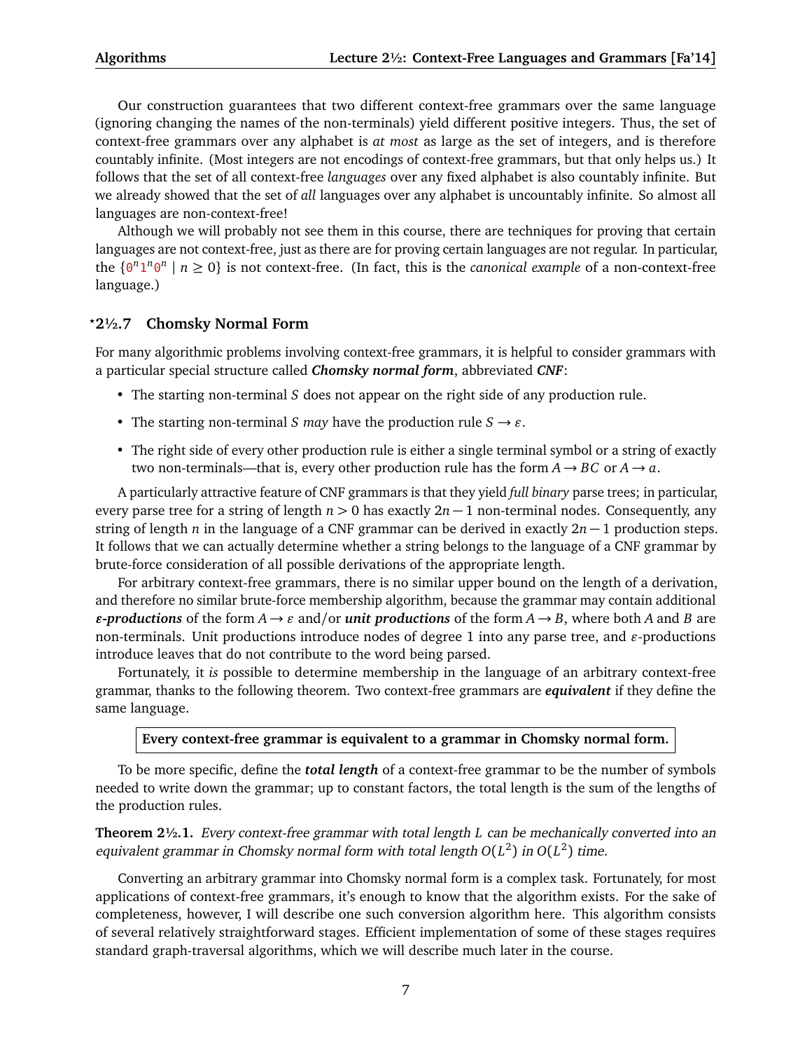Our construction guarantees that two different context-free grammars over the same language (ignoring changing the names of the non-terminals) yield different positive integers. Thus, the set of context-free grammars over any alphabet is *at most* as large as the set of integers, and is therefore countably infinite. (Most integers are not encodings of context-free grammars, but that only helps us.) It follows that the set of all context-free *languages* over any fixed alphabet is also countably infinite. But we already showed that the set of *all* languages over any alphabet is uncountably infinite. So almost all languages are non-context-free!

Although we will probably not see them in this course, there are techniques for proving that certain languages are not context-free, just as there are for proving certain languages are not regular. In particular, the $\{0^n1^n0^n \mid n \geq 0\}$ is not context-free. (In fact, this is the *canonical example* of a non-context-free language.)

## *2½.7 Chomsky Normal Form

For many algorithmic problems involving context-free grammars, it is helpful to consider grammars with a particular special structure called ***Chomsky normal form***, abbreviated ***CNF***:

- The starting non-terminal $S$ does not appear on the right side of any production rule.
- The starting non-terminal $S$ *may* have the production rule $S \to \varepsilon$.
- The right side of every other production rule is either a single terminal symbol or a string of exactly two non-terminals—that is, every other production rule has the form $A \to BC$ or $A \to a$.

A particularly attractive feature of CNF grammars is that they yield *full binary* parse trees; in particular, every parse tree for a string of length $n > 0$ has exactly $2n - 1$ non-terminal nodes. Consequently, any string of length $n$ in the language of a CNF grammar can be derived in exactly $2n - 1$ production steps. It follows that we can actually determine whether a string belongs to the language of a CNF grammar by brute-force consideration of all possible derivations of the appropriate length.

For arbitrary context-free grammars, there is no similar upper bound on the length of a derivation, and therefore no similar brute-force membership algorithm, because the grammar may contain additional ***ε-productions*** of the form $A \to \varepsilon$ and/or ***unit productions*** of the form $A \to B$, where both $A$ and $B$ are non-terminals. Unit productions introduce nodes of degree 1 into any parse tree, and $\varepsilon$-productions introduce leaves that do not contribute to the word being parsed.

Fortunately, it *is* possible to determine membership in the language of an arbitrary context-free grammar, thanks to the following theorem. Two context-free grammars are ***equivalent*** if they define the same language.

> **Every context-free grammar is equivalent to a grammar in Chomsky normal form.**

To be more specific, define the ***total length*** of a context-free grammar to be the number of symbols needed to write down the grammar; up to constant factors, the total length is the sum of the lengths of the production rules.

**Theorem 2½.1.** *Every context-free grammar with total length $L$ can be mechanically converted into an equivalent grammar in Chomsky normal form with total length $O(L^2)$ in $O(L^2)$ time.*

Converting an arbitrary grammar into Chomsky normal form is a complex task. Fortunately, for most applications of context-free grammars, it's enough to know that the algorithm exists. For the sake of completeness, however, I will describe one such conversion algorithm here. This algorithm consists of several relatively straightforward stages. Efficient implementation of some of these stages requires standard graph-traversal algorithms, which we will describe much later in the course.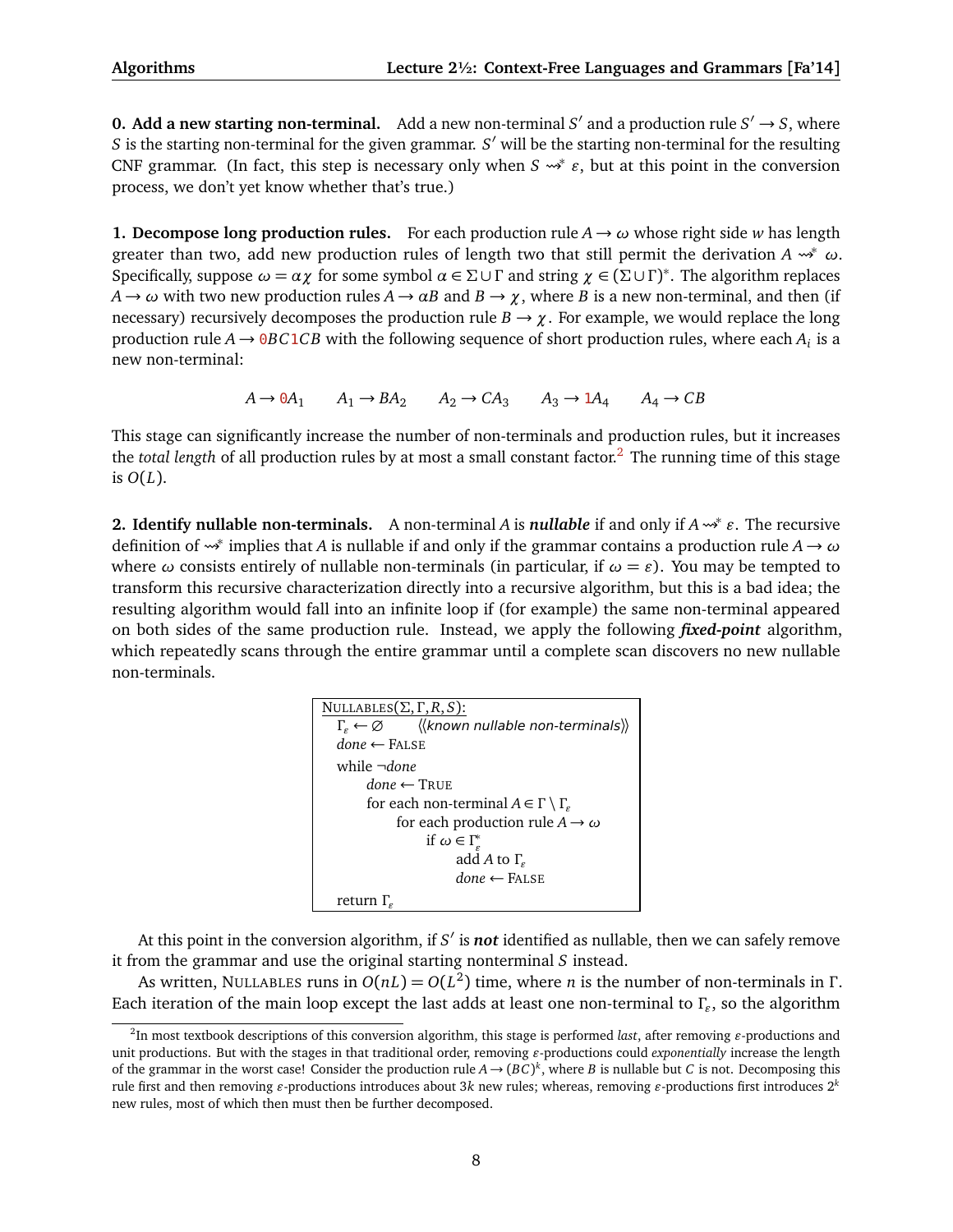**0. Add a new starting non-terminal.** Add a new non-terminal $S'$ and a production rule $S' \to S$, where $S$ is the starting non-terminal for the given grammar. $S'$ will be the starting non-terminal for the resulting CNF grammar. (In fact, this step is necessary only when $S \leadsto^* \varepsilon$, but at this point in the conversion process, we don't yet know whether that's true.)

**1. Decompose long production rules.** For each production rule $A \to \omega$ whose right side $w$ has length greater than two, add new production rules of length two that still permit the derivation $A \leadsto^* \omega$. Specifically, suppose $\omega = \alpha\chi$ for some symbol $\alpha \in \Sigma \cup \Gamma$ and string $\chi \in (\Sigma \cup \Gamma)^*$. The algorithm replaces $A \to \omega$ with two new production rules $A \to \alpha B$ and $B \to \chi$, where $B$ is a new non-terminal, and then (if necessary) recursively decomposes the production rule $B \to \chi$. For example, we would replace the long production rule $A \to \mathtt{0}BC\mathtt{1}CB$ with the following sequence of short production rules, where each $A_i$ is a new non-terminal:

$$A \to \mathtt{0}A_1 \qquad A_1 \to BA_2 \qquad A_2 \to CA_3 \qquad A_3 \to \mathtt{1}A_4 \qquad A_4 \to CB$$

This stage can significantly increase the number of non-terminals and production rules, but it increases the *total length* of all production rules by at most a small constant factor.[2] The running time of this stage is $O(L)$.

**2. Identify nullable non-terminals.** A non-terminal $A$ is ***nullable*** if and only if $A \leadsto^* \varepsilon$. The recursive definition of $\leadsto^*$ implies that $A$ is nullable if and only if the grammar contains a production rule $A \to \omega$ where $\omega$ consists entirely of nullable non-terminals (in particular, if $\omega = \varepsilon$). You may be tempted to transform this recursive characterization directly into a recursive algorithm, but this is a bad idea; the resulting algorithm would fall into an infinite loop if (for example) the same non-terminal appeared on both sides of the same production rule. Instead, we apply the following ***fixed-point*** algorithm, which repeatedly scans through the entire grammar until a complete scan discovers no new nullable non-terminals.

```
NULLABLES(Σ, Γ, R, S):
  Γ_ε ← ∅        ⟨⟨known nullable non-terminals⟩⟩
  done ← FALSE
  while ¬done
      done ← TRUE
      for each non-terminal A ∈ Γ \ Γ_ε
          for each production rule A → ω
              if ω ∈ Γ_ε*
                  add A to Γ_ε
                  done ← FALSE
  return Γ_ε
```

At this point in the conversion algorithm, if $S'$ is ***not*** identified as nullable, then we can safely remove it from the grammar and use the original starting nonterminal $S$ instead.

As written, NULLABLES runs in $O(nL) = O(L^2)$ time, where $n$ is the number of non-terminals in $\Gamma$. Each iteration of the main loop except the last adds at least one non-terminal to $\Gamma_\varepsilon$, so the algorithm

[2] In most textbook descriptions of this conversion algorithm, this stage is performed *last*, after removing $\varepsilon$-productions and unit productions. But with the stages in that traditional order, removing $\varepsilon$-productions could *exponentially* increase the length of the grammar in the worst case! Consider the production rule $A \to (BC)^k$, where $B$ is nullable but $C$ is not. Decomposing this rule first and then removing $\varepsilon$-productions introduces about $3k$ new rules; whereas, removing $\varepsilon$-productions first introduces $2^k$ new rules, most of which then must then be further decomposed.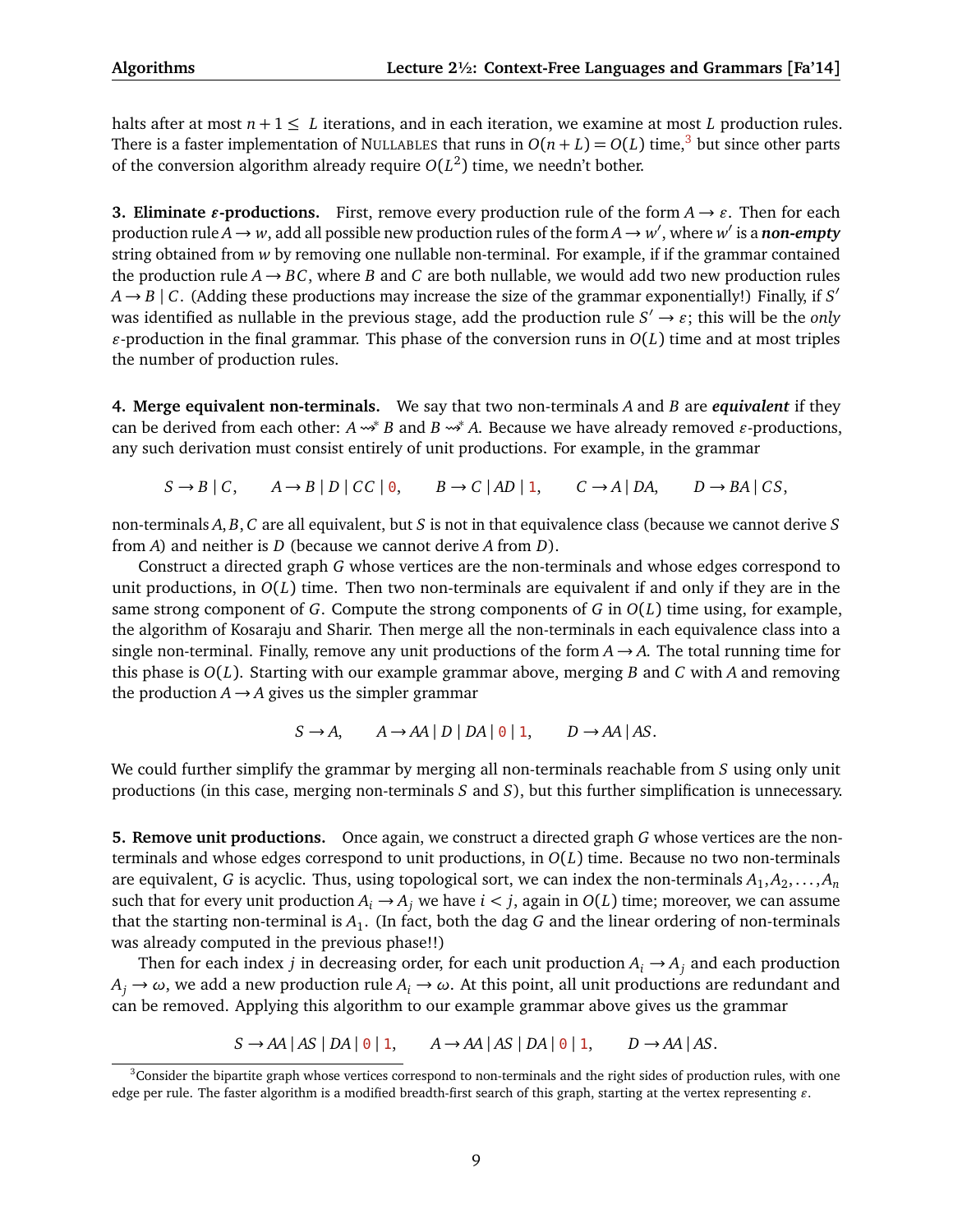halts after at most $n + 1 \leq L$ iterations, and in each iteration, we examine at most $L$ production rules. There is a faster implementation of NULLABLES that runs in $O(n + L) = O(L)$ time,[3] but since other parts of the conversion algorithm already require $O(L^2)$ time, we needn't bother.

**3. Eliminate $\varepsilon$-productions.** First, remove every production rule of the form $A \to \varepsilon$. Then for each production rule $A \to w$, add all possible new production rules of the form $A \to w'$, where $w'$ is a ***non-empty*** string obtained from $w$ by removing one nullable non-terminal. For example, if if the grammar contained the production rule $A \to BC$, where $B$ and $C$ are both nullable, we would add two new production rules $A \to B \mid C$. (Adding these productions may increase the size of the grammar exponentially!) Finally, if $S'$ was identified as nullable in the previous stage, add the production rule $S' \to \varepsilon$; this will be the *only* $\varepsilon$-production in the final grammar. This phase of the conversion runs in $O(L)$ time and at most triples the number of production rules.

**4. Merge equivalent non-terminals.** We say that two non-terminals $A$ and $B$ are ***equivalent*** if they can be derived from each other: $A \rightsquigarrow^* B$ and $B \rightsquigarrow^* A$. Because we have already removed $\varepsilon$-productions, any such derivation must consist entirely of unit productions. For example, in the grammar

$$S \to B \mid C, \qquad A \to B \mid D \mid CC \mid 0, \qquad B \to C \mid AD \mid 1, \qquad C \to A \mid DA, \qquad D \to BA \mid CS,$$

non-terminals $A, B, C$ are all equivalent, but $S$ is not in that equivalence class (because we cannot derive $S$ from $A$) and neither is $D$ (because we cannot derive $A$ from $D$).

Construct a directed graph $G$ whose vertices are the non-terminals and whose edges correspond to unit productions, in $O(L)$ time. Then two non-terminals are equivalent if and only if they are in the same strong component of $G$. Compute the strong components of $G$ in $O(L)$ time using, for example, the algorithm of Kosaraju and Sharir. Then merge all the non-terminals in each equivalence class into a single non-terminal. Finally, remove any unit productions of the form $A \to A$. The total running time for this phase is $O(L)$. Starting with our example grammar above, merging $B$ and $C$ with $A$ and removing the production $A \to A$ gives us the simpler grammar

$$S \to A, \qquad A \to AA \mid D \mid DA \mid 0 \mid 1, \qquad D \to AA \mid AS.$$

We could further simplify the grammar by merging all non-terminals reachable from $S$ using only unit productions (in this case, merging non-terminals $S$ and $S$), but this further simplification is unnecessary.

**5. Remove unit productions.** Once again, we construct a directed graph $G$ whose vertices are the non-terminals and whose edges correspond to unit productions, in $O(L)$ time. Because no two non-terminals are equivalent, $G$ is acyclic. Thus, using topological sort, we can index the non-terminals $A_1, A_2, \ldots, A_n$ such that for every unit production $A_i \to A_j$ we have $i < j$, again in $O(L)$ time; moreover, we can assume that the starting non-terminal is $A_1$. (In fact, both the dag $G$ and the linear ordering of non-terminals was already computed in the previous phase!!)

Then for each index $j$ in decreasing order, for each unit production $A_i \to A_j$ and each production $A_j \to \omega$, we add a new production rule $A_i \to \omega$. At this point, all unit productions are redundant and can be removed. Applying this algorithm to our example grammar above gives us the grammar

$$S \to AA \mid AS \mid DA \mid 0 \mid 1, \qquad A \to AA \mid AS \mid DA \mid 0 \mid 1, \qquad D \to AA \mid AS.$$

---

[3] Consider the bipartite graph whose vertices correspond to non-terminals and the right sides of production rules, with one edge per rule. The faster algorithm is a modified breadth-first search of this graph, starting at the vertex representing $\varepsilon$.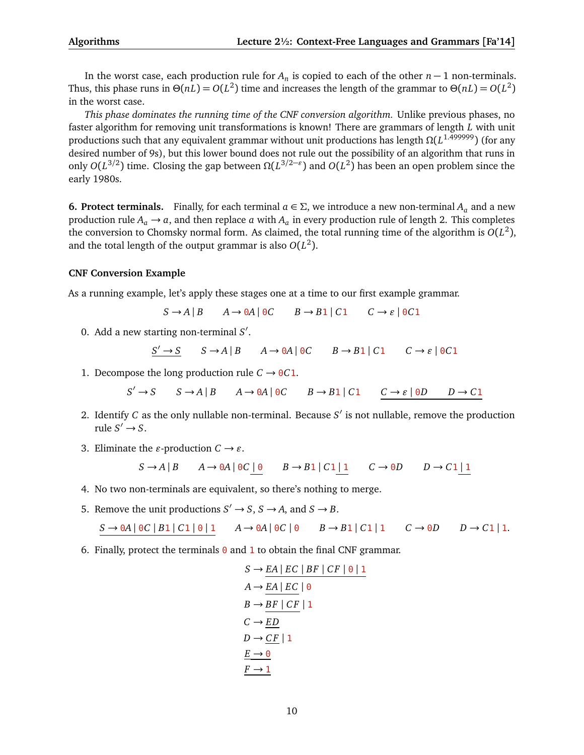In the worst case, each production rule for $A_n$ is copied to each of the other $n-1$ non-terminals. Thus, this phase runs in $\Theta(nL) = O(L^2)$ time and increases the length of the grammar to $\Theta(nL) = O(L^2)$ in the worst case.

*This phase dominates the running time of the CNF conversion algorithm.* Unlike previous phases, no faster algorithm for removing unit transformations is known! There are grammars of length $L$ with unit productions such that any equivalent grammar without unit productions has length $\Omega(L^{1.499999})$ (for any desired number of 9s), but this lower bound does not rule out the possibility of an algorithm that runs in only $O(L^{3/2})$ time. Closing the gap between $\Omega(L^{3/2-\varepsilon})$ and $O(L^2)$ has been an open problem since the early 1980s.

**6. Protect terminals.** Finally, for each terminal $a \in \Sigma$, we introduce a new non-terminal $A_a$ and a new production rule $A_a \to a$, and then replace $a$ with $A_a$ in every production rule of length 2. This completes the conversion to Chomsky normal form. As claimed, the total running time of the algorithm is $O(L^2)$, and the total length of the output grammar is also $O(L^2)$.

### CNF Conversion Example

As a running example, let's apply these stages one at a time to our first example grammar.

$$S \to A \mid B \qquad A \to 0A \mid 0C \qquad B \to B1 \mid C1 \qquad C \to \varepsilon \mid 0C1$$

0. Add a new starting non-terminal $S'$.

$$\underline{S' \to S} \qquad S \to A \mid B \qquad A \to 0A \mid 0C \qquad B \to B1 \mid C1 \qquad C \to \varepsilon \mid 0C1$$

1. Decompose the long production rule $C \to 0C1$.

$$S' \to S \qquad S \to A \mid B \qquad A \to 0A \mid 0C \qquad B \to B1 \mid C1 \qquad \underline{C \to \varepsilon \mid 0D \qquad D \to C1}$$

2. Identify $C$ as the only nullable non-terminal. Because $S'$ is not nullable, remove the production rule $S' \to S$.

3. Eliminate the $\varepsilon$-production $C \to \varepsilon$.

$$S \to A \mid B \qquad A \to 0A \mid 0C \,\underline{\mid 0} \qquad B \to B1 \mid C1 \,\underline{\mid 1} \qquad C \to 0D \qquad D \to C1 \,\underline{\mid 1}$$

4. No two non-terminals are equivalent, so there's nothing to merge.

5. Remove the unit productions $S' \to S$, $S \to A$, and $S \to B$.

$$\underline{S \to 0A \mid 0C \mid B1 \mid C1 \mid 0 \mid 1} \qquad A \to 0A \mid 0C \mid 0 \qquad B \to B1 \mid C1 \mid 1 \qquad C \to 0D \qquad D \to C1 \mid 1.$$

6. Finally, protect the terminals 0 and 1 to obtain the final CNF grammar.

$$
\begin{aligned}
S &\to \underline{EA \mid EC \mid BF \mid CF} \mid 0 \mid 1 \\
A &\to \underline{EA \mid EC} \mid 0 \\
B &\to \underline{BF \mid CF} \mid 1 \\
C &\to \underline{ED} \\
D &\to \underline{CF} \mid 1 \\
&\underline{E \to 0} \\
&\underline{F \to 1}
\end{aligned}
$$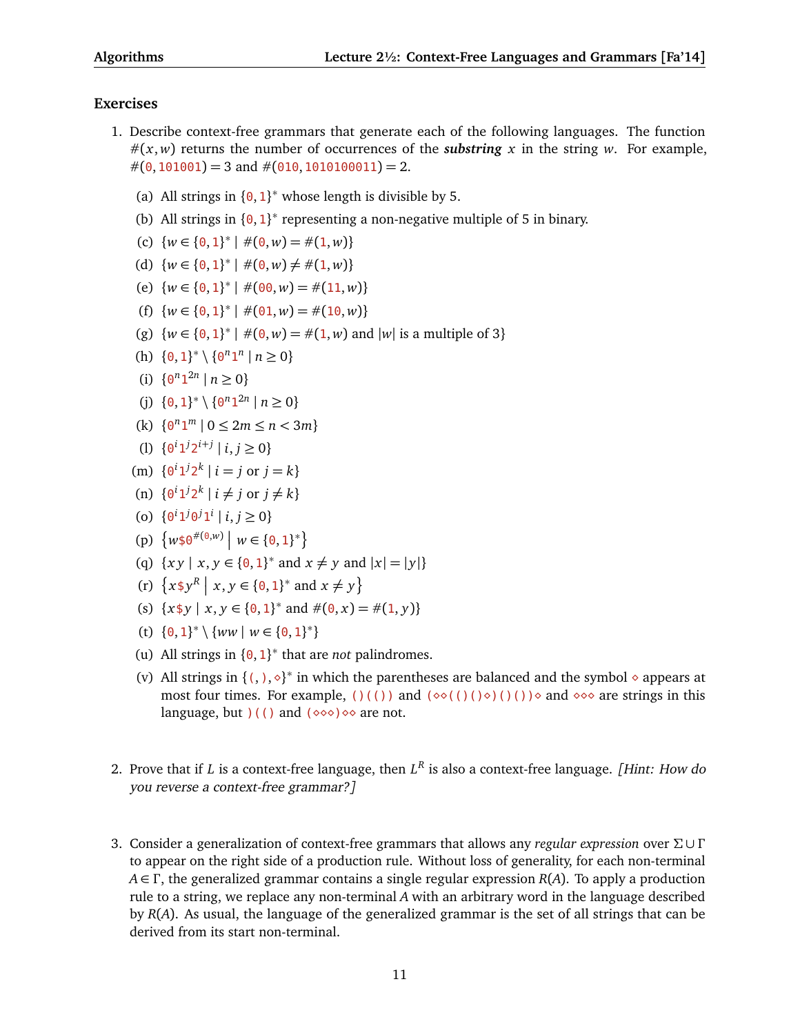## Exercises

1. Describe context-free grammars that generate each of the following languages. The function $\#(x, w)$ returns the number of occurrences of the ***substring*** $x$ in the string $w$. For example, $\#(\mathtt{0}, \mathtt{101001}) = 3$ and $\#(\mathtt{010}, \mathtt{1010100011}) = 2$.

   (a) All strings in $\{\mathtt{0},\mathtt{1}\}^*$ whose length is divisible by 5.

   (b) All strings in $\{\mathtt{0},\mathtt{1}\}^*$ representing a non-negative multiple of 5 in binary.

   (c) $\{w \in \{\mathtt{0},\mathtt{1}\}^* \mid \#(\mathtt{0}, w) = \#(\mathtt{1}, w)\}$

   (d) $\{w \in \{\mathtt{0},\mathtt{1}\}^* \mid \#(\mathtt{0}, w) \neq \#(\mathtt{1}, w)\}$

   (e) $\{w \in \{\mathtt{0},\mathtt{1}\}^* \mid \#(\mathtt{00}, w) = \#(\mathtt{11}, w)\}$

   (f) $\{w \in \{\mathtt{0},\mathtt{1}\}^* \mid \#(\mathtt{01}, w) = \#(\mathtt{10}, w)\}$

   (g) $\{w \in \{\mathtt{0},\mathtt{1}\}^* \mid \#(\mathtt{0}, w) = \#(\mathtt{1}, w) \text{ and } |w| \text{ is a multiple of 3}\}$

   (h) $\{\mathtt{0},\mathtt{1}\}^* \setminus \{\mathtt{0}^n\mathtt{1}^n \mid n \geq 0\}$

   (i) $\{\mathtt{0}^n\mathtt{1}^{2n} \mid n \geq 0\}$

   (j) $\{\mathtt{0},\mathtt{1}\}^* \setminus \{\mathtt{0}^n\mathtt{1}^{2n} \mid n \geq 0\}$

   (k) $\{\mathtt{0}^n\mathtt{1}^m \mid 0 \leq 2m \leq n < 3m\}$

   (l) $\{\mathtt{0}^i\mathtt{1}^j\mathtt{2}^{i+j} \mid i, j \geq 0\}$

   (m) $\{\mathtt{0}^i\mathtt{1}^j\mathtt{2}^k \mid i = j \text{ or } j = k\}$

   (n) $\{\mathtt{0}^i\mathtt{1}^j\mathtt{2}^k \mid i \neq j \text{ or } j \neq k\}$

   (o) $\{\mathtt{0}^i\mathtt{1}^j\mathtt{0}^j\mathtt{1}^i \mid i, j \geq 0\}$

   (p) $\left\{w\$\mathtt{0}^{\#(\mathtt{0},w)} \,\middle|\, w \in \{\mathtt{0},\mathtt{1}\}^*\right\}$

   (q) $\{xy \mid x, y \in \{\mathtt{0},\mathtt{1}\}^* \text{ and } x \neq y \text{ and } |x| = |y|\}$

   (r) $\left\{x\$y^R \,\middle|\, x, y \in \{\mathtt{0},\mathtt{1}\}^* \text{ and } x \neq y\right\}$

   (s) $\{x\$y \mid x, y \in \{\mathtt{0},\mathtt{1}\}^* \text{ and } \#(\mathtt{0}, x) = \#(\mathtt{1}, y)\}$

   (t) $\{\mathtt{0},\mathtt{1}\}^* \setminus \{ww \mid w \in \{\mathtt{0},\mathtt{1}\}^*\}$

   (u) All strings in $\{\mathtt{0},\mathtt{1}\}^*$ that are *not* palindromes.

   (v) All strings in $\{\mathtt{(}, \mathtt{)}, \diamond\}^*$ in which the parentheses are balanced and the symbol $\diamond$ appears at most four times. For example, `()(())` and `(◇◇(()()◇)()())◇` and `◇◇◇` are strings in this language, but `)(()` and `(◇◇◇)◇◇` are not.

2. Prove that if $L$ is a context-free language, then $L^R$ is also a context-free language. *[Hint: How do you reverse a context-free grammar?]*

3. Consider a generalization of context-free grammars that allows any *regular expression* over $\Sigma \cup \Gamma$ to appear on the right side of a production rule. Without loss of generality, for each non-terminal $A \in \Gamma$, the generalized grammar contains a single regular expression $R(A)$. To apply a production rule to a string, we replace any non-terminal $A$ with an arbitrary word in the language described by $R(A)$. As usual, the language of the generalized grammar is the set of all strings that can be derived from its start non-terminal.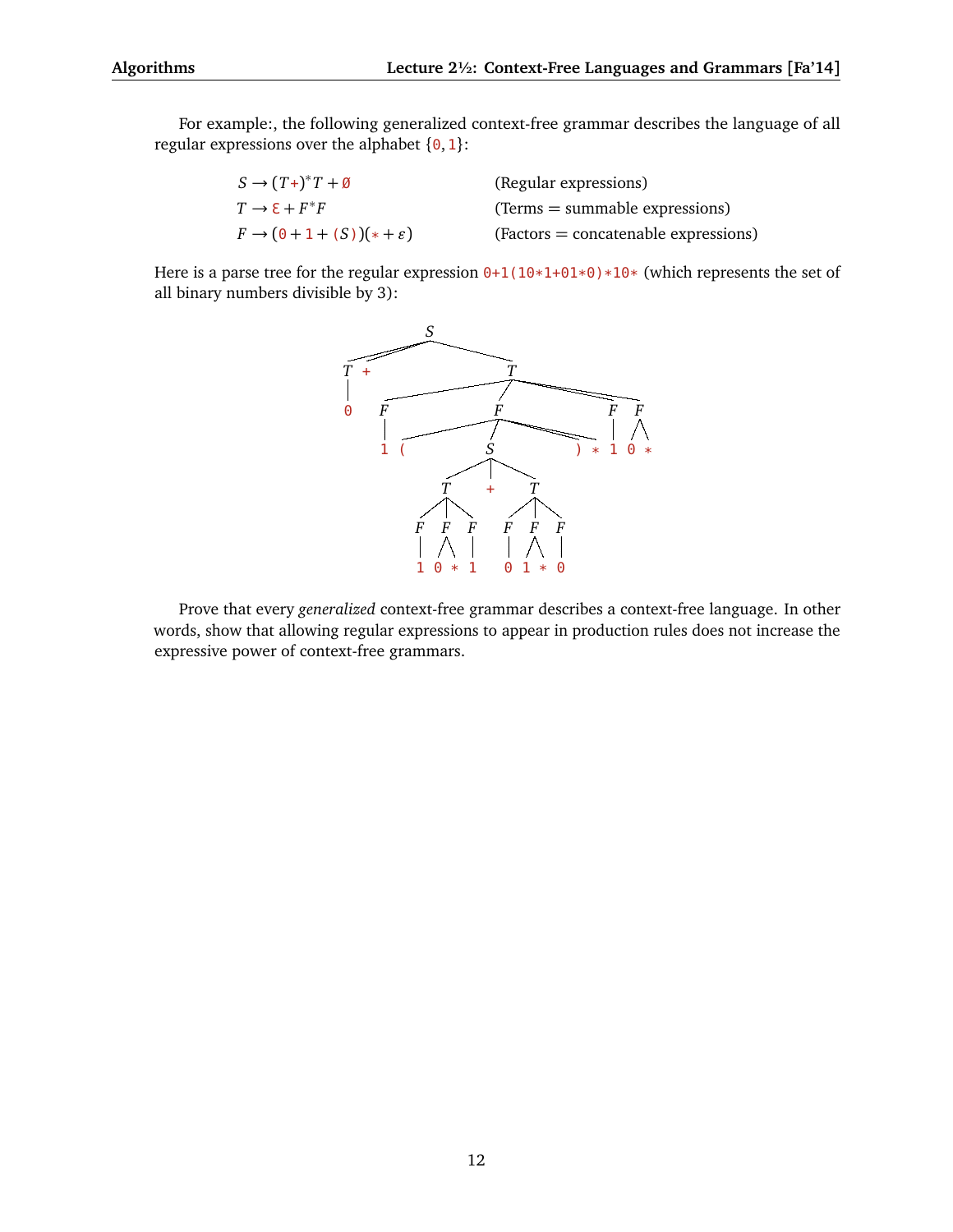For example:, the following generalized context-free grammar describes the language of all regular expressions over the alphabet $\{0, 1\}$:

$$S \to (T+)^*T + \emptyset \qquad \text{(Regular expressions)}$$

$$T \to \varepsilon + F^*F \qquad \text{(Terms = summable expressions)}$$

$$F \to (0 + 1 + (S))(* + \varepsilon) \qquad \text{(Factors = concatenable expressions)}$$

Here is a parse tree for the regular expression `0+1(10*1+01*0)*10*` (which represents the set of all binary numbers divisible by 3):

```
S
├── T
│   └── F
│       └── 0
├── +
└── T
    ├── F
    │   └── 1
    ├── F
    │   ├── (
    │   ├── S
    │   │   ├── T
    │   │   │   ├── F
    │   │   │   │   └── 1
    │   │   │   ├── F
    │   │   │   │   ├── 0
    │   │   │   │   └── *
    │   │   │   └── F
    │   │   │       └── 1
    │   │   ├── +
    │   │   └── T
    │   │       ├── F
    │   │       │   └── 0
    │   │       ├── F
    │   │       │   ├── 1
    │   │       │   └── *
    │   │       └── F
    │   │           └── 0
    │   ├── )
    │   └── *
    ├── F
    │   └── 1
    └── F
        ├── 0
        └── *
```

Prove that every *generalized* context-free grammar describes a context-free language. In other words, show that allowing regular expressions to appear in production rules does not increase the expressive power of context-free grammars.